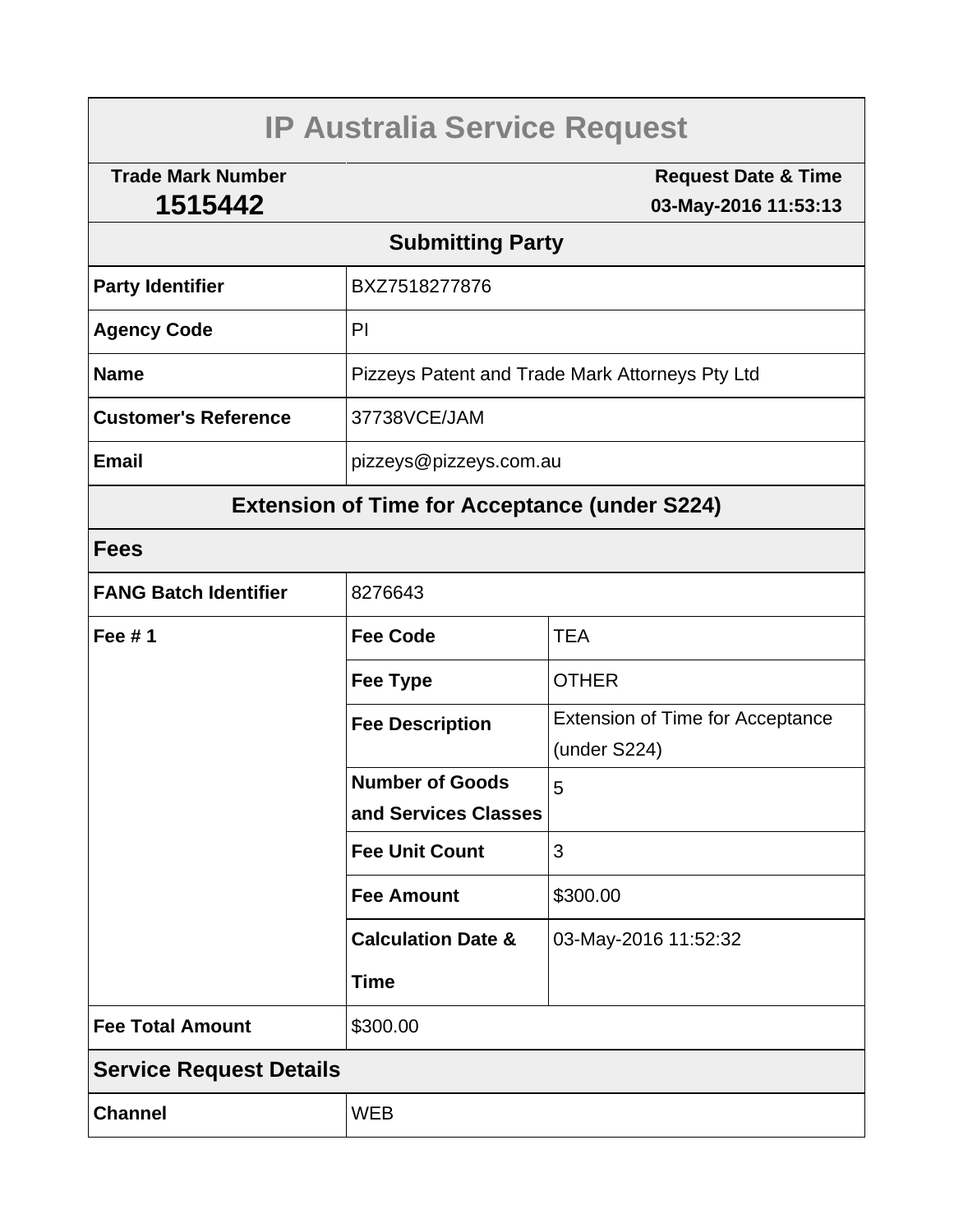# IP Australia Service Request

| Trade Mark Number | Request Date & Time |
|---|---|
| **1515442** | **03-May-2016 11:53:13** |

## Submitting Party

| | |
|---|---|
| **Party Identifier** | BXZ7518277876 |
| **Agency Code** | PI |
| **Name** | Pizzeys Patent and Trade Mark Attorneys Pty Ltd |
| **Customer's Reference** | 37738VCE/JAM |
| **Email** | pizzeys@pizzeys.com.au |

## Extension of Time for Acceptance (under S224)

### Fees

| | | |
|---|---|---|
| **FANG Batch Identifier** | 8276643 | |
| **Fee # 1** | **Fee Code** | TEA |
| | **Fee Type** | OTHER |
| | **Fee Description** | Extension of Time for Acceptance (under S224) |
| | **Number of Goods and Services Classes** | 5 |
| | **Fee Unit Count** | 3 |
| | **Fee Amount** | $300.00 |
| | **Calculation Date & Time** | 03-May-2016 11:52:32 |
| **Fee Total Amount** | $300.00 | |

### Service Request Details

| | |
|---|---|
| **Channel** | WEB |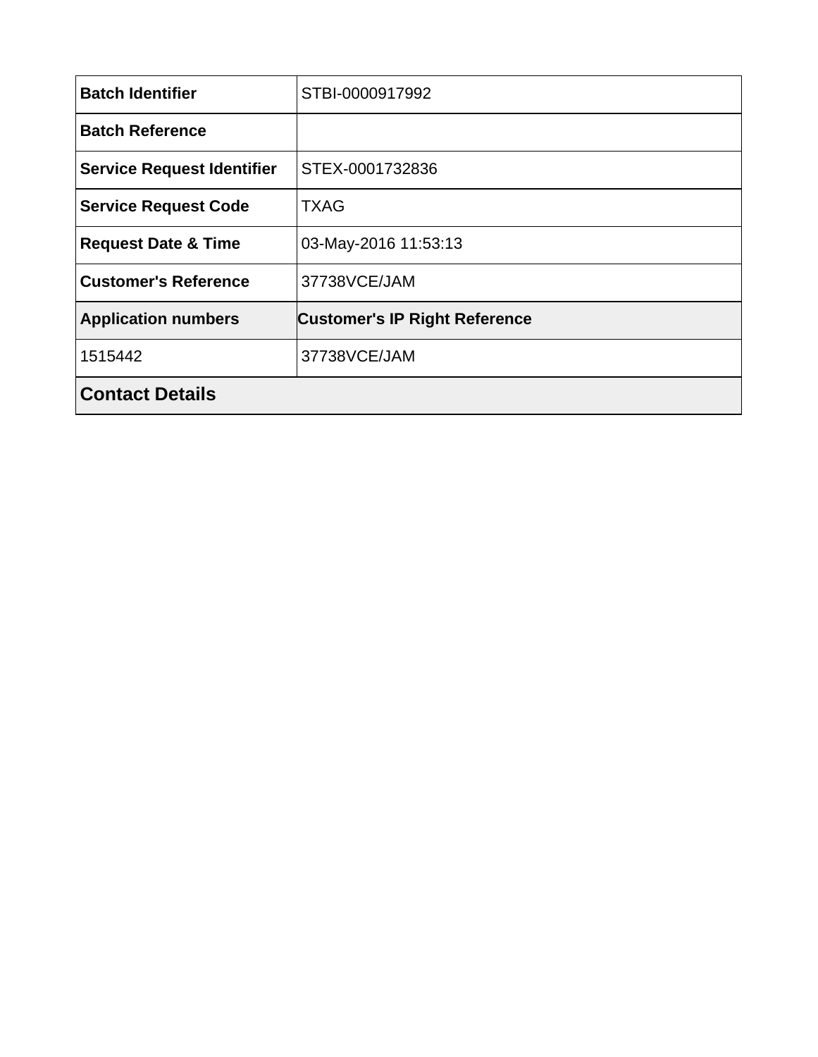| **Batch Identifier** | STBI-0000917992 |
|---|---|
| **Batch Reference** | |
| **Service Request Identifier** | STEX-0001732836 |
| **Service Request Code** | TXAG |
| **Request Date & Time** | 03-May-2016 11:53:13 |
| **Customer's Reference** | 37738VCE/JAM |
| **Application numbers** | **Customer's IP Right Reference** |
| 1515442 | 37738VCE/JAM |

## Contact Details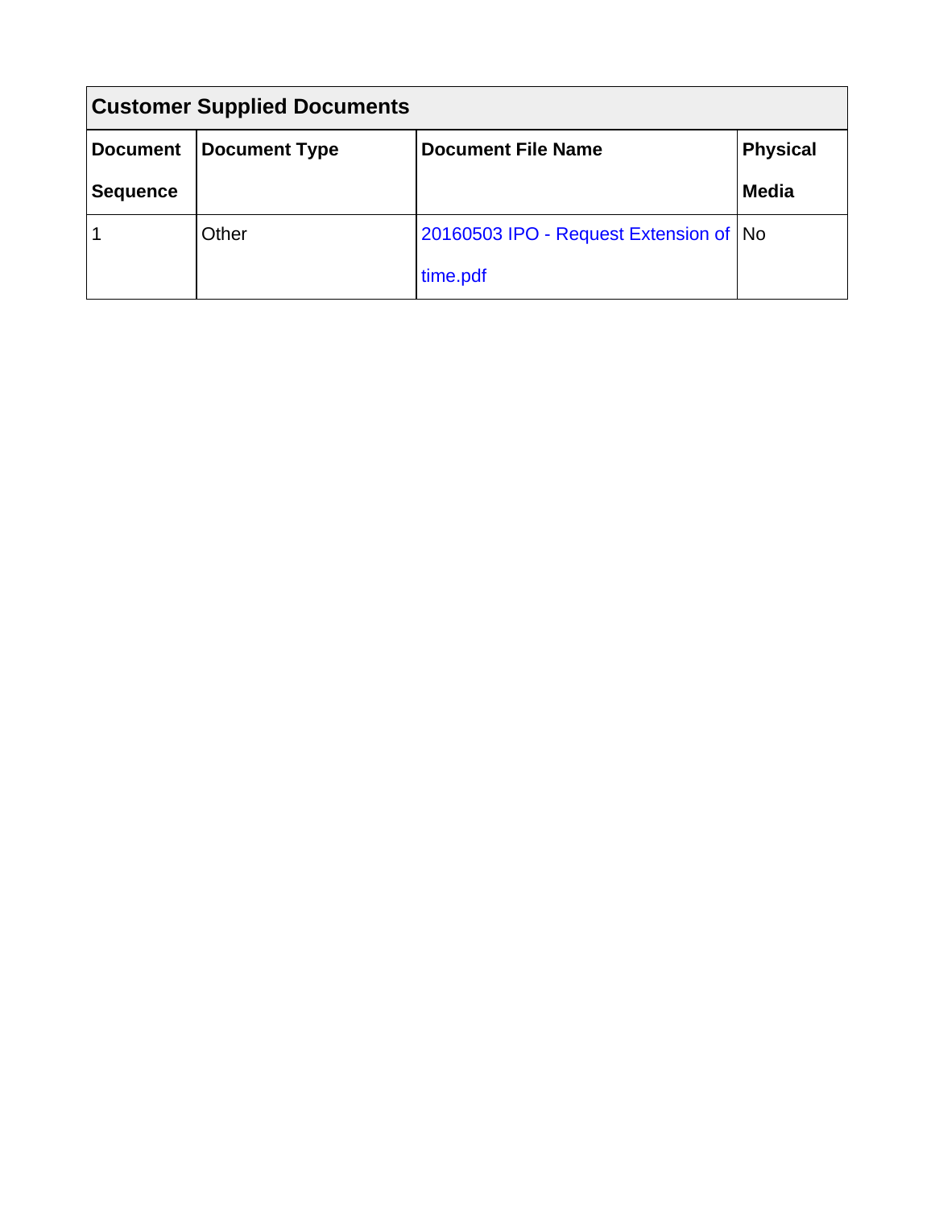| Customer Supplied Documents | | | |
|---|---|---|---|
| Document Sequence | Document Type | Document File Name | Physical Media |
| 1 | Other | 20160503 IPO - Request Extension of time.pdf | No |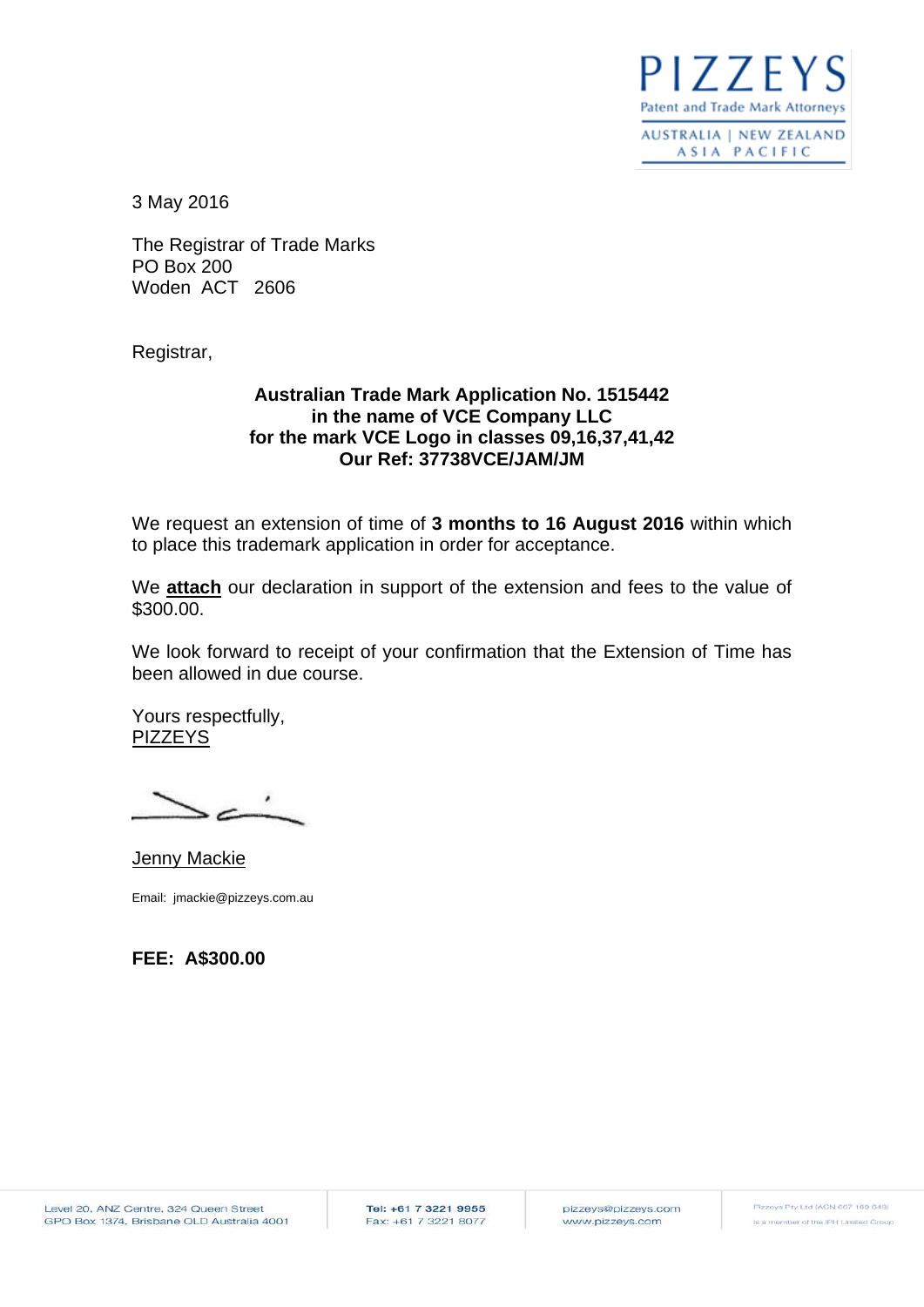**PIZZEYS**
Patent and Trade Mark Attorneys
AUSTRALIA | NEW ZEALAND
ASIA PACIFIC

3 May 2016

The Registrar of Trade Marks
PO Box 200
Woden ACT 2606

Registrar,

**Australian Trade Mark Application No. 1515442**
**in the name of VCE Company LLC**
**for the mark VCE Logo in classes 09,16,37,41,42**
**Our Ref: 37738VCE/JAM/JM**

We request an extension of time of **3 months to 16 August 2016** within which to place this trademark application in order for acceptance.

We **attach** our declaration in support of the extension and fees to the value of $300.00.

We look forward to receipt of your confirmation that the Extension of Time has been allowed in due course.

Yours respectfully,
PIZZEYS

Jenny Mackie

Email: jmackie@pizzeys.com.au

**FEE: A$300.00**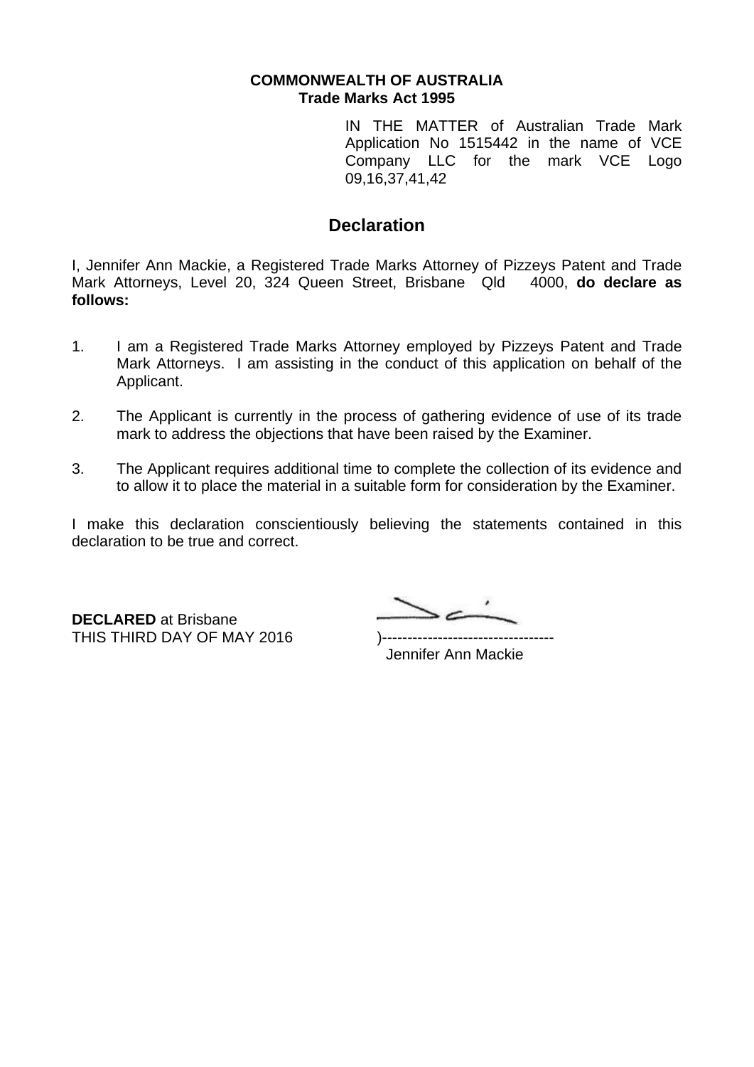**COMMONWEALTH OF AUSTRALIA**
**Trade Marks Act 1995**

IN THE MATTER of Australian Trade Mark Application No 1515442 in the name of VCE Company LLC for the mark VCE Logo 09,16,37,41,42

## Declaration

I, Jennifer Ann Mackie, a Registered Trade Marks Attorney of Pizzeys Patent and Trade Mark Attorneys, Level 20, 324 Queen Street, Brisbane Qld 4000, **do declare as follows:**

1. I am a Registered Trade Marks Attorney employed by Pizzeys Patent and Trade Mark Attorneys. I am assisting in the conduct of this application on behalf of the Applicant.

2. The Applicant is currently in the process of gathering evidence of use of its trade mark to address the objections that have been raised by the Examiner.

3. The Applicant requires additional time to complete the collection of its evidence and to allow it to place the material in a suitable form for consideration by the Examiner.

I make this declaration conscientiously believing the statements contained in this declaration to be true and correct.

**DECLARED** at Brisbane
THIS THIRD DAY OF MAY 2016

)----------------------------------
Jennifer Ann Mackie